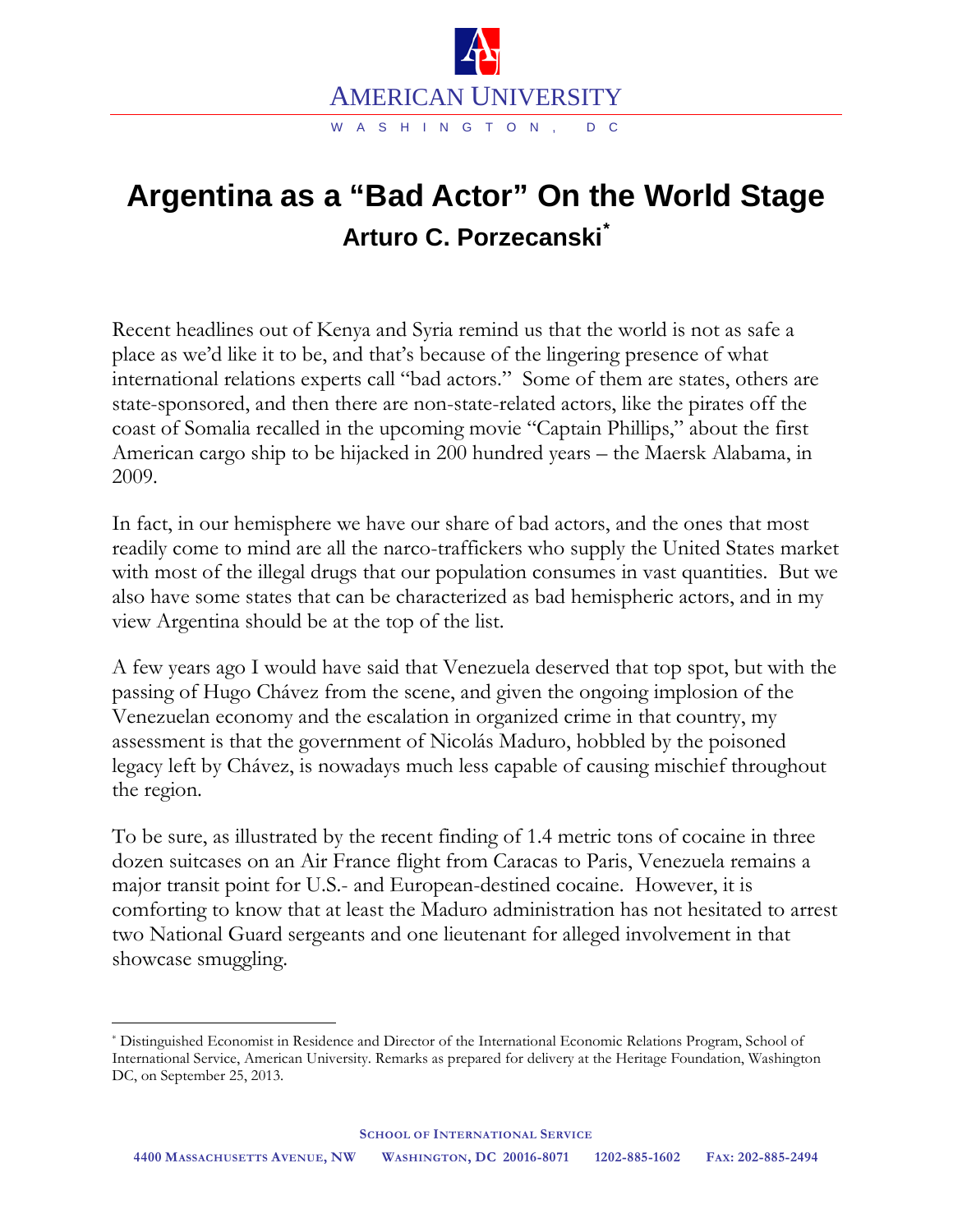# Argentina as a "Bad Actor" On the World Stage

## Arturo C. Porzecanski*

Recent headlines out of Kenya and Syria remind us that the world is not as safe a place as we'd like it to be, and that's because of the lingering presence of what international relations experts call "bad actors." Some of them are states, others are state-sponsored, and then there are non-state-related actors, like the pirates off the coast of Somalia recalled in the upcoming movie "Captain Phillips," about the first American cargo ship to be hijacked in 200 hundred years – the Maersk Alabama, in 2009.

In fact, in our hemisphere we have our share of bad actors, and the ones that most readily come to mind are all the narco-traffickers who supply the United States market with most of the illegal drugs that our population consumes in vast quantities. But we also have some states that can be characterized as bad hemispheric actors, and in my view Argentina should be at the top of the list.

A few years ago I would have said that Venezuela deserved that top spot, but with the passing of Hugo Chávez from the scene, and given the ongoing implosion of the Venezuelan economy and the escalation in organized crime in that country, my assessment is that the government of Nicolás Maduro, hobbled by the poisoned legacy left by Chávez, is nowadays much less capable of causing mischief throughout the region.

To be sure, as illustrated by the recent finding of 1.4 metric tons of cocaine in three dozen suitcases on an Air France flight from Caracas to Paris, Venezuela remains a major transit point for U.S.- and European-destined cocaine. However, it is comforting to know that at least the Maduro administration has not hesitated to arrest two National Guard sergeants and one lieutenant for alleged involvement in that showcase smuggling.

---

* Distinguished Economist in Residence and Director of the International Economic Relations Program, School of International Service, American University. Remarks as prepared for delivery at the Heritage Foundation, Washington DC, on September 25, 2013.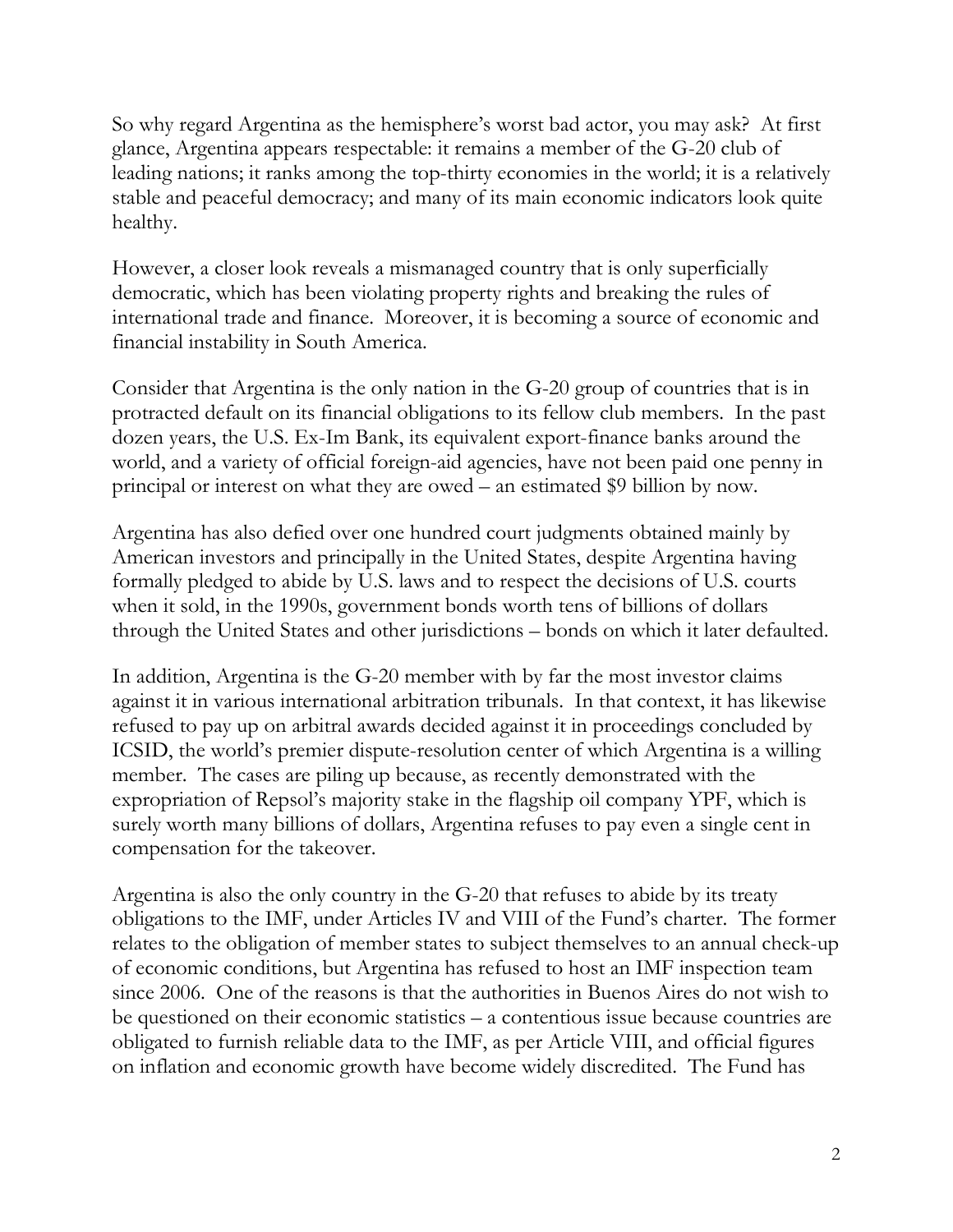So why regard Argentina as the hemisphere's worst bad actor, you may ask? At first glance, Argentina appears respectable: it remains a member of the G-20 club of leading nations; it ranks among the top-thirty economies in the world; it is a relatively stable and peaceful democracy; and many of its main economic indicators look quite healthy.

However, a closer look reveals a mismanaged country that is only superficially democratic, which has been violating property rights and breaking the rules of international trade and finance. Moreover, it is becoming a source of economic and financial instability in South America.

Consider that Argentina is the only nation in the G-20 group of countries that is in protracted default on its financial obligations to its fellow club members. In the past dozen years, the U.S. Ex-Im Bank, its equivalent export-finance banks around the world, and a variety of official foreign-aid agencies, have not been paid one penny in principal or interest on what they are owed – an estimated $9 billion by now.

Argentina has also defied over one hundred court judgments obtained mainly by American investors and principally in the United States, despite Argentina having formally pledged to abide by U.S. laws and to respect the decisions of U.S. courts when it sold, in the 1990s, government bonds worth tens of billions of dollars through the United States and other jurisdictions – bonds on which it later defaulted.

In addition, Argentina is the G-20 member with by far the most investor claims against it in various international arbitration tribunals. In that context, it has likewise refused to pay up on arbitral awards decided against it in proceedings concluded by ICSID, the world's premier dispute-resolution center of which Argentina is a willing member. The cases are piling up because, as recently demonstrated with the expropriation of Repsol's majority stake in the flagship oil company YPF, which is surely worth many billions of dollars, Argentina refuses to pay even a single cent in compensation for the takeover.

Argentina is also the only country in the G-20 that refuses to abide by its treaty obligations to the IMF, under Articles IV and VIII of the Fund's charter. The former relates to the obligation of member states to subject themselves to an annual check-up of economic conditions, but Argentina has refused to host an IMF inspection team since 2006. One of the reasons is that the authorities in Buenos Aires do not wish to be questioned on their economic statistics – a contentious issue because countries are obligated to furnish reliable data to the IMF, as per Article VIII, and official figures on inflation and economic growth have become widely discredited. The Fund has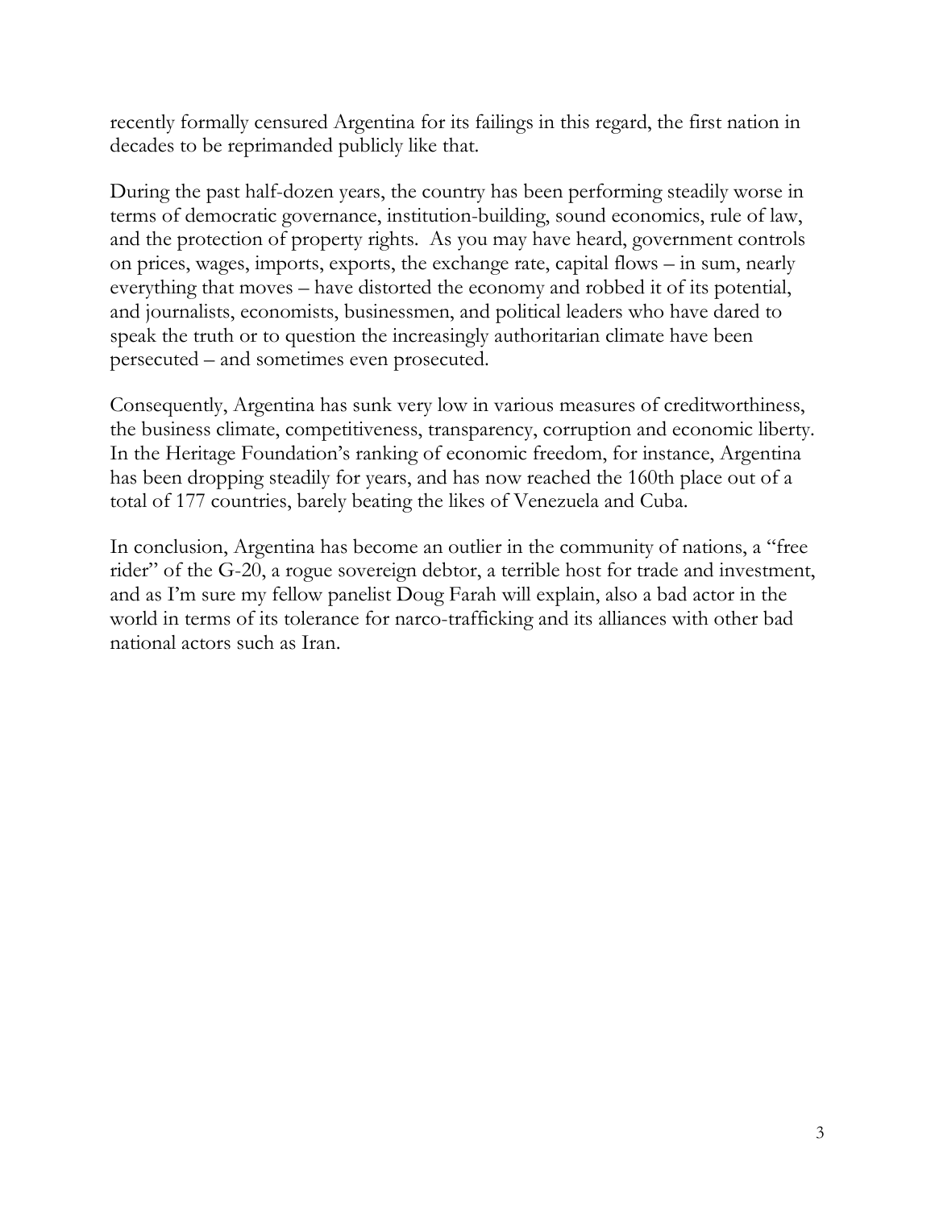recently formally censured Argentina for its failings in this regard, the first nation in decades to be reprimanded publicly like that.

During the past half-dozen years, the country has been performing steadily worse in terms of democratic governance, institution-building, sound economics, rule of law, and the protection of property rights. As you may have heard, government controls on prices, wages, imports, exports, the exchange rate, capital flows – in sum, nearly everything that moves – have distorted the economy and robbed it of its potential, and journalists, economists, businessmen, and political leaders who have dared to speak the truth or to question the increasingly authoritarian climate have been persecuted – and sometimes even prosecuted.

Consequently, Argentina has sunk very low in various measures of creditworthiness, the business climate, competitiveness, transparency, corruption and economic liberty. In the Heritage Foundation's ranking of economic freedom, for instance, Argentina has been dropping steadily for years, and has now reached the 160th place out of a total of 177 countries, barely beating the likes of Venezuela and Cuba.

In conclusion, Argentina has become an outlier in the community of nations, a "free rider" of the G-20, a rogue sovereign debtor, a terrible host for trade and investment, and as I'm sure my fellow panelist Doug Farah will explain, also a bad actor in the world in terms of its tolerance for narco-trafficking and its alliances with other bad national actors such as Iran.